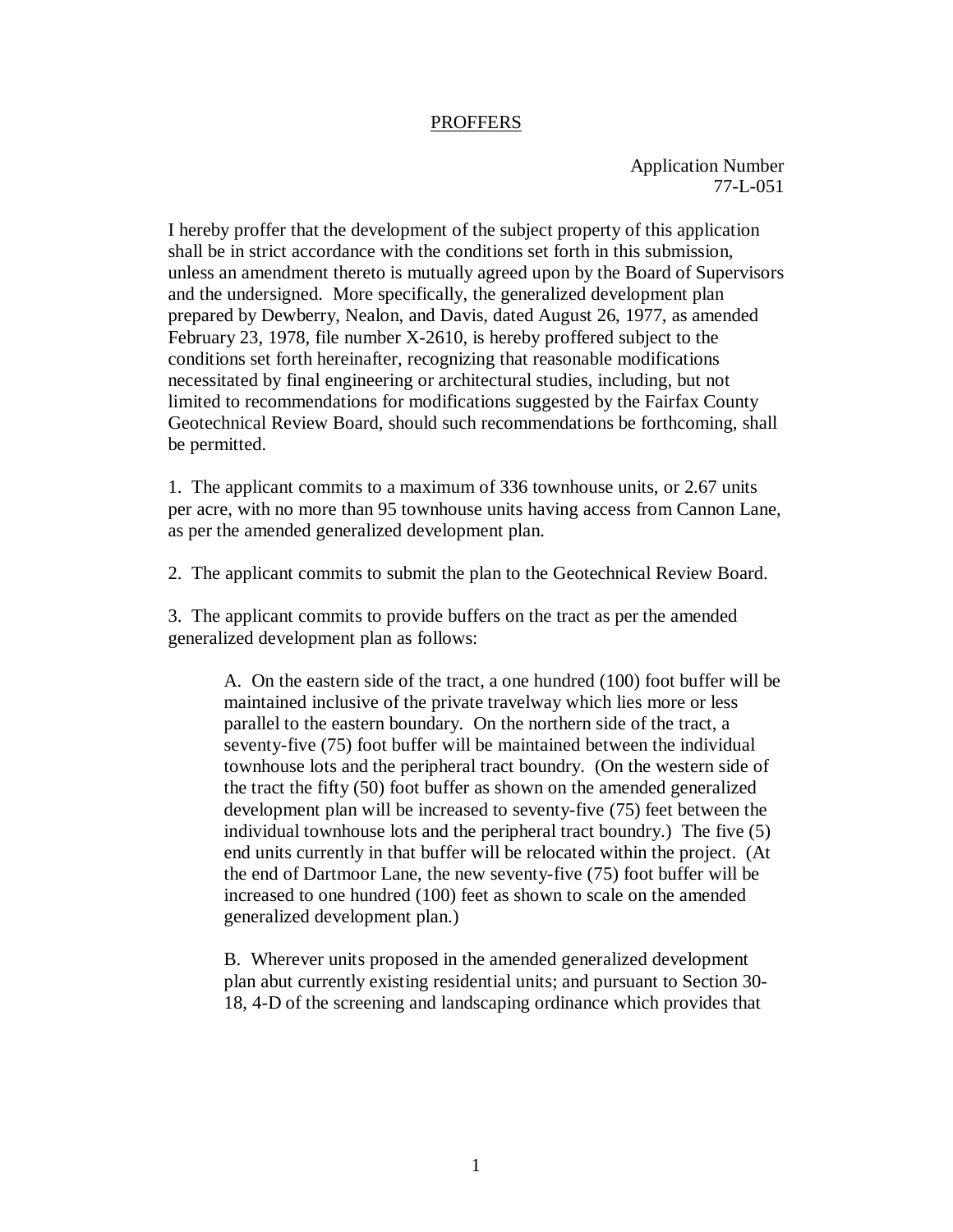# PROFFERS

Application Number
77-L-051

I hereby proffer that the development of the subject property of this application shall be in strict accordance with the conditions set forth in this submission, unless an amendment thereto is mutually agreed upon by the Board of Supervisors and the undersigned. More specifically, the generalized development plan prepared by Dewberry, Nealon, and Davis, dated August 26, 1977, as amended February 23, 1978, file number X-2610, is hereby proffered subject to the conditions set forth hereinafter, recognizing that reasonable modifications necessitated by final engineering or architectural studies, including, but not limited to recommendations for modifications suggested by the Fairfax County Geotechnical Review Board, should such recommendations be forthcoming, shall be permitted.

1. The applicant commits to a maximum of 336 townhouse units, or 2.67 units per acre, with no more than 95 townhouse units having access from Cannon Lane, as per the amended generalized development plan.

2. The applicant commits to submit the plan to the Geotechnical Review Board.

3. The applicant commits to provide buffers on the tract as per the amended generalized development plan as follows:

> A. On the eastern side of the tract, a one hundred (100) foot buffer will be maintained inclusive of the private travelway which lies more or less parallel to the eastern boundary. On the northern side of the tract, a seventy-five (75) foot buffer will be maintained between the individual townhouse lots and the peripheral tract boundry. (On the western side of the tract the fifty (50) foot buffer as shown on the amended generalized development plan will be increased to seventy-five (75) feet between the individual townhouse lots and the peripheral tract boundry.) The five (5) end units currently in that buffer will be relocated within the project. (At the end of Dartmoor Lane, the new seventy-five (75) foot buffer will be increased to one hundred (100) feet as shown to scale on the amended generalized development plan.)
>
> B. Wherever units proposed in the amended generalized development plan abut currently existing residential units; and pursuant to Section 30-18, 4-D of the screening and landscaping ordinance which provides that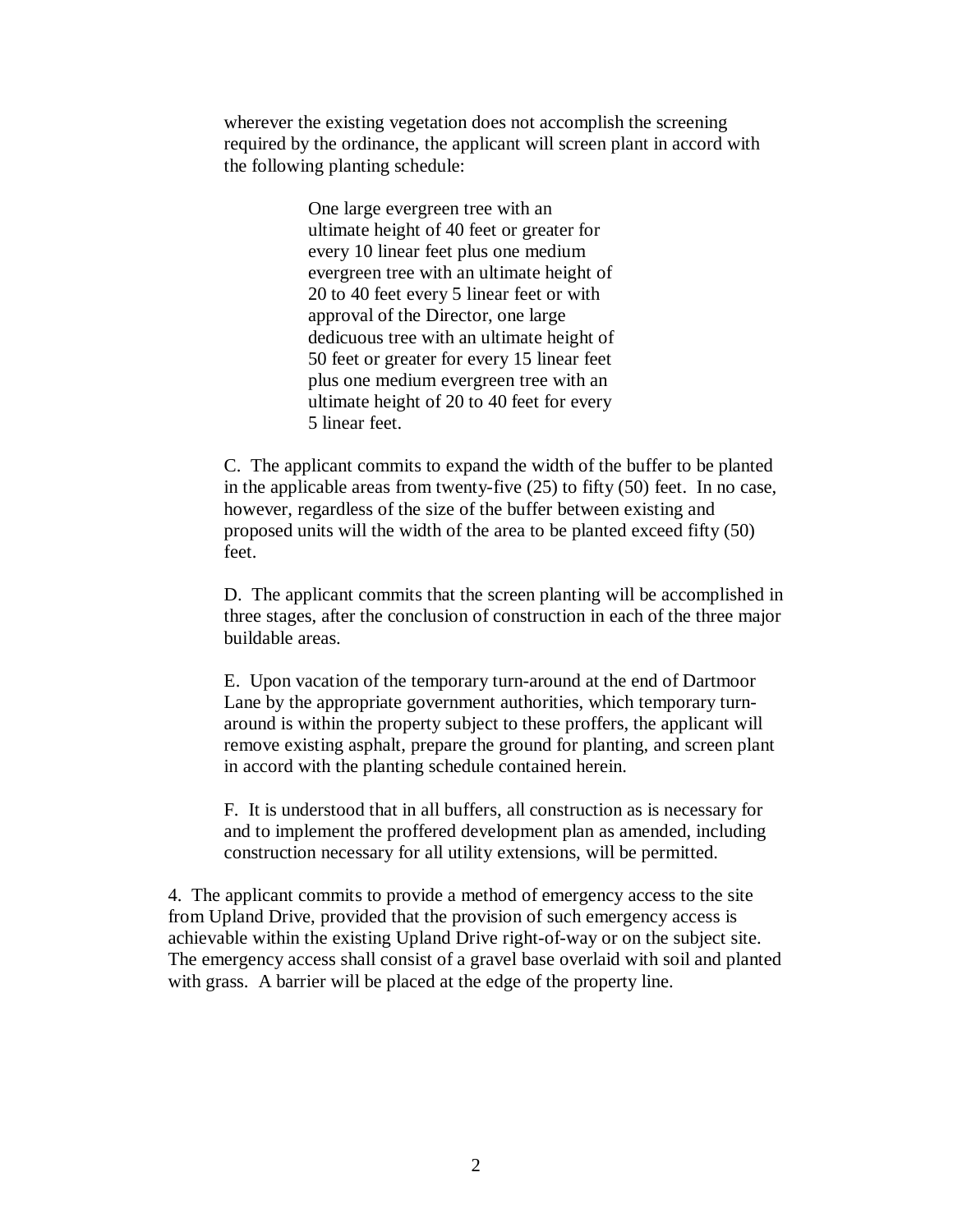wherever the existing vegetation does not accomplish the screening required by the ordinance, the applicant will screen plant in accord with the following planting schedule:

> One large evergreen tree with an ultimate height of 40 feet or greater for every 10 linear feet plus one medium evergreen tree with an ultimate height of 20 to 40 feet every 5 linear feet or with approval of the Director, one large dedicuous tree with an ultimate height of 50 feet or greater for every 15 linear feet plus one medium evergreen tree with an ultimate height of 20 to 40 feet for every 5 linear feet.

C. The applicant commits to expand the width of the buffer to be planted in the applicable areas from twenty-five (25) to fifty (50) feet. In no case, however, regardless of the size of the buffer between existing and proposed units will the width of the area to be planted exceed fifty (50) feet.

D. The applicant commits that the screen planting will be accomplished in three stages, after the conclusion of construction in each of the three major buildable areas.

E. Upon vacation of the temporary turn-around at the end of Dartmoor Lane by the appropriate government authorities, which temporary turn-around is within the property subject to these proffers, the applicant will remove existing asphalt, prepare the ground for planting, and screen plant in accord with the planting schedule contained herein.

F. It is understood that in all buffers, all construction as is necessary for and to implement the proffered development plan as amended, including construction necessary for all utility extensions, will be permitted.

4. The applicant commits to provide a method of emergency access to the site from Upland Drive, provided that the provision of such emergency access is achievable within the existing Upland Drive right-of-way or on the subject site. The emergency access shall consist of a gravel base overlaid with soil and planted with grass. A barrier will be placed at the edge of the property line.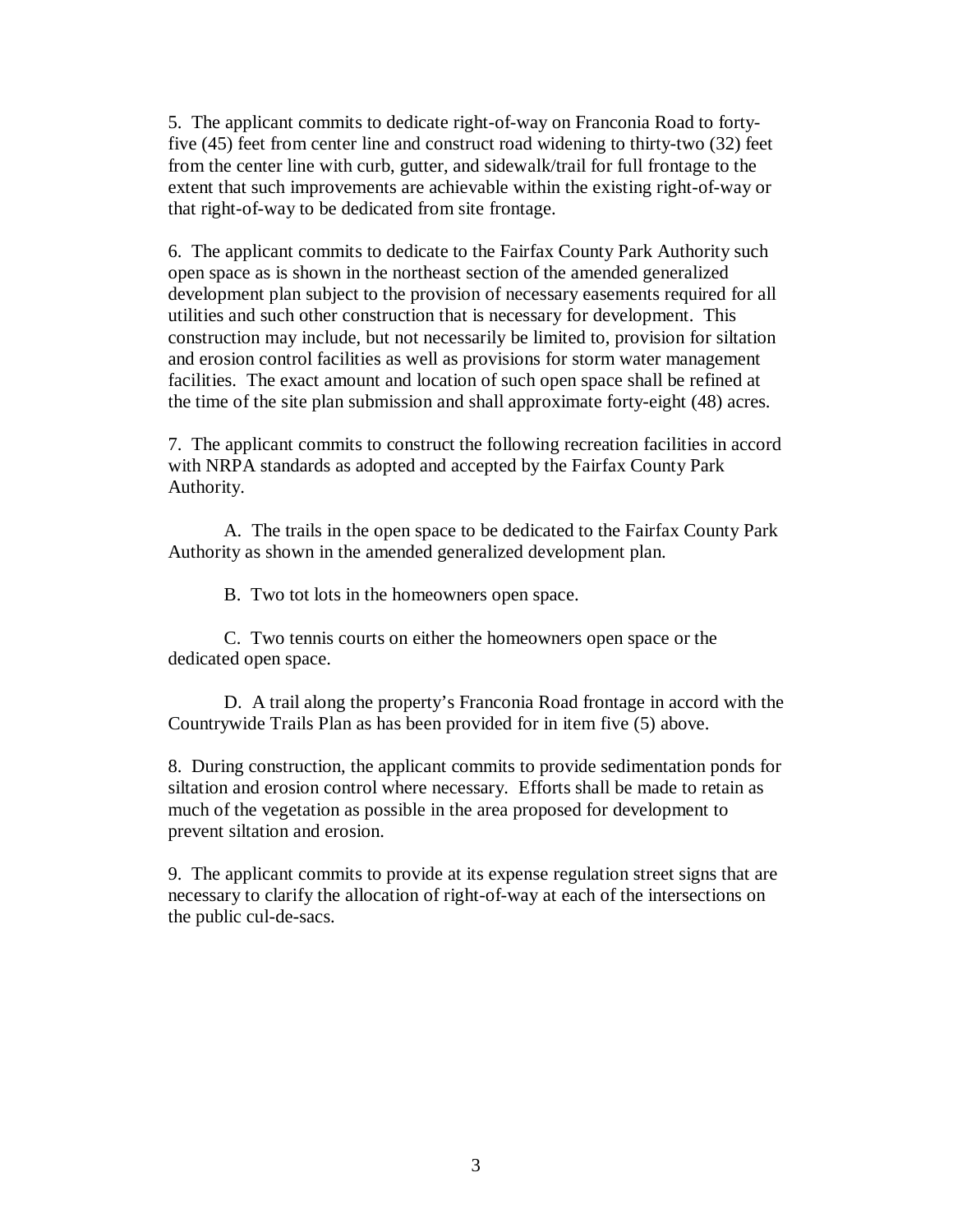5. The applicant commits to dedicate right-of-way on Franconia Road to forty-five (45) feet from center line and construct road widening to thirty-two (32) feet from the center line with curb, gutter, and sidewalk/trail for full frontage to the extent that such improvements are achievable within the existing right-of-way or that right-of-way to be dedicated from site frontage.

6. The applicant commits to dedicate to the Fairfax County Park Authority such open space as is shown in the northeast section of the amended generalized development plan subject to the provision of necessary easements required for all utilities and such other construction that is necessary for development. This construction may include, but not necessarily be limited to, provision for siltation and erosion control facilities as well as provisions for storm water management facilities. The exact amount and location of such open space shall be refined at the time of the site plan submission and shall approximate forty-eight (48) acres.

7. The applicant commits to construct the following recreation facilities in accord with NRPA standards as adopted and accepted by the Fairfax County Park Authority.

A. The trails in the open space to be dedicated to the Fairfax County Park Authority as shown in the amended generalized development plan.

B. Two tot lots in the homeowners open space.

C. Two tennis courts on either the homeowners open space or the dedicated open space.

D. A trail along the property's Franconia Road frontage in accord with the Countrywide Trails Plan as has been provided for in item five (5) above.

8. During construction, the applicant commits to provide sedimentation ponds for siltation and erosion control where necessary. Efforts shall be made to retain as much of the vegetation as possible in the area proposed for development to prevent siltation and erosion.

9. The applicant commits to provide at its expense regulation street signs that are necessary to clarify the allocation of right-of-way at each of the intersections on the public cul-de-sacs.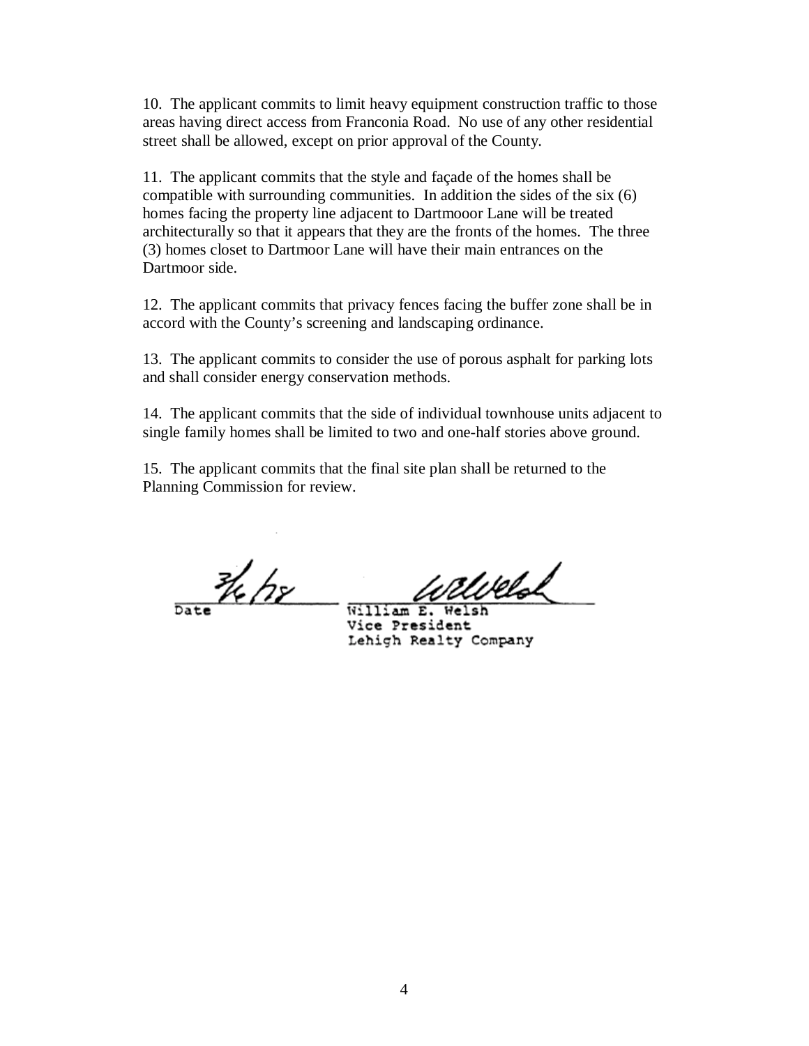10. The applicant commits to limit heavy equipment construction traffic to those areas having direct access from Franconia Road. No use of any other residential street shall be allowed, except on prior approval of the County.

11. The applicant commits that the style and façade of the homes shall be compatible with surrounding communities. In addition the sides of the six (6) homes facing the property line adjacent to Dartmooor Lane will be treated architecturally so that it appears that they are the fronts of the homes. The three (3) homes closet to Dartmoor Lane will have their main entrances on the Dartmoor side.

12. The applicant commits that privacy fences facing the buffer zone shall be in accord with the County's screening and landscaping ordinance.

13. The applicant commits to consider the use of porous asphalt for parking lots and shall consider energy conservation methods.

14. The applicant commits that the side of individual townhouse units adjacent to single family homes shall be limited to two and one-half stories above ground.

15. The applicant commits that the final site plan shall be returned to the Planning Commission for review.

3/6/78
Date

W.E. Welsh
William E. Welsh
Vice President
Lehigh Realty Company